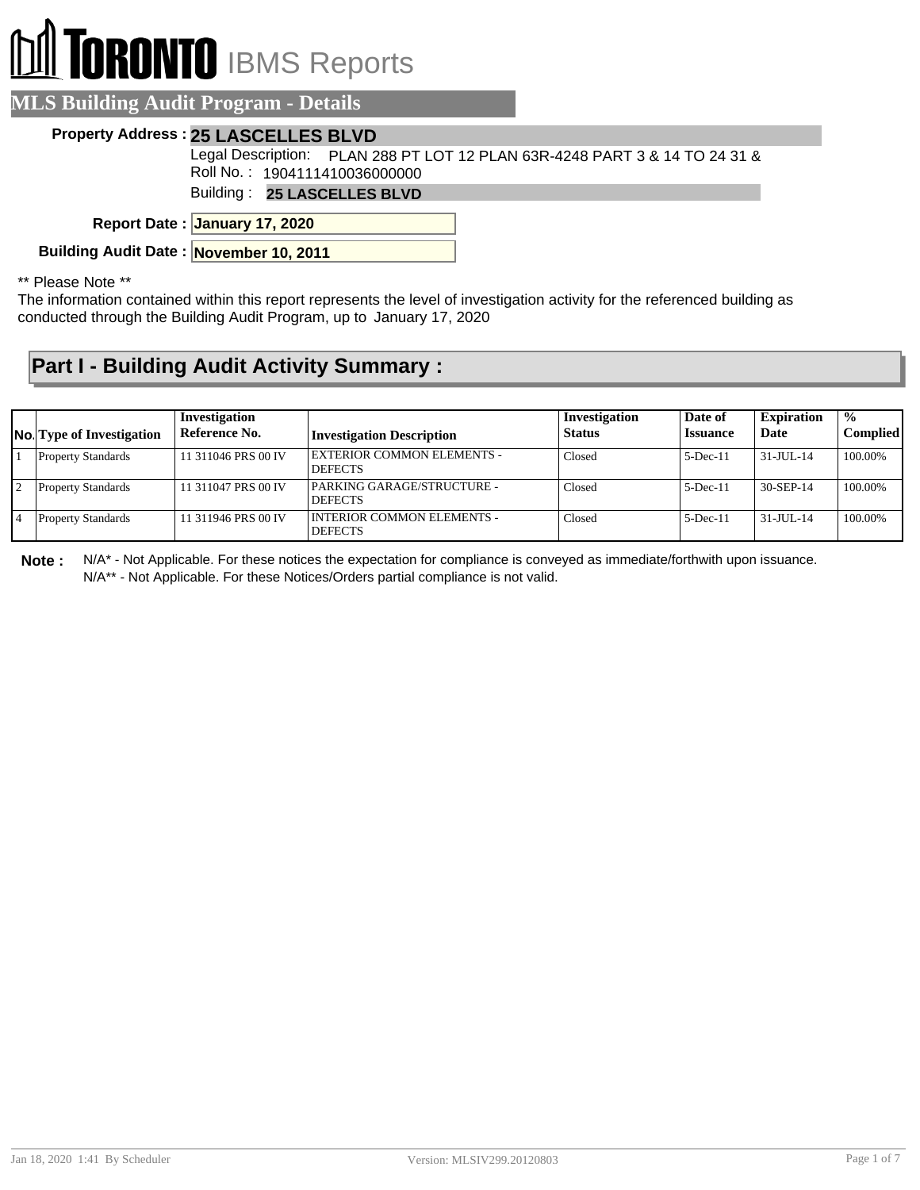# TORONTO IBMS Reports

## MLS Building Audit Program - Details

**Property Address :** **25 LASCELLES BLVD**

Legal Description: PLAN 288 PT LOT 12 PLAN 63R-4248 PART 3 & 14 TO 24 31 &

Roll No. : 1904111410036000000

Building : **25 LASCELLES BLVD**

**Report Date :** **January 17, 2020**

**Building Audit Date :** **November 10, 2011**

** Please Note **

The information contained within this report represents the level of investigation activity for the referenced building as conducted through the Building Audit Program, up to January 17, 2020

## Part I - Building Audit Activity Summary :

| No. | Type of Investigation | Investigation Reference No. | Investigation Description | Investigation Status | Date of Issuance | Expiration Date | % Complied |
|---|---|---|---|---|---|---|---|
| 1 | Property Standards | 11 311046 PRS 00 IV | EXTERIOR COMMON ELEMENTS - DEFECTS | Closed | 5-Dec-11 | 31-JUL-14 | 100.00% |
| 2 | Property Standards | 11 311047 PRS 00 IV | PARKING GARAGE/STRUCTURE - DEFECTS | Closed | 5-Dec-11 | 30-SEP-14 | 100.00% |
| 4 | Property Standards | 11 311946 PRS 00 IV | INTERIOR COMMON ELEMENTS - DEFECTS | Closed | 5-Dec-11 | 31-JUL-14 | 100.00% |

**Note :** N/A* - Not Applicable. For these notices the expectation for compliance is conveyed as immediate/forthwith upon issuance.
N/A** - Not Applicable. For these Notices/Orders partial compliance is not valid.

Jan 18, 2020 1:41 By Scheduler Version: MLSIV299.20120803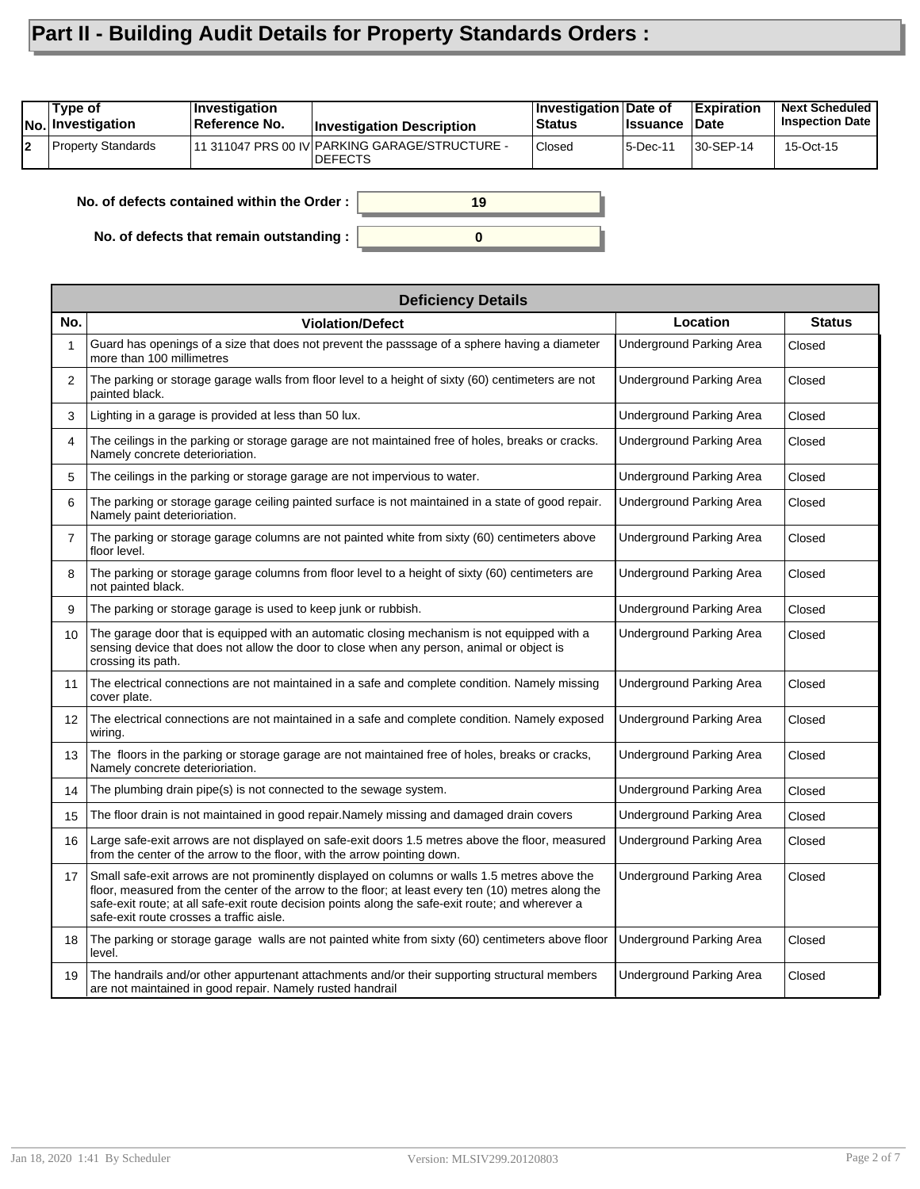# Part II - Building Audit Details for Property Standards Orders :

| No. | Type of Investigation | Investigation Reference No. | Investigation Description | Investigation Status | Date of Issuance | Expiration Date | Next Scheduled Inspection Date |
|---|---|---|---|---|---|---|---|
| 2 | Property Standards | 11 311047 PRS 00 IV | PARKING GARAGE/STRUCTURE - DEFECTS | Closed | 5-Dec-11 | 30-SEP-14 | 15-Oct-15 |

**No. of defects contained within the Order :** 19

**No. of defects that remain outstanding :** 0

**Deficiency Details**

| No. | Violation/Defect | Location | Status |
|---|---|---|---|
| 1 | Guard has openings of a size that does not prevent the passsage of a sphere having a diameter more than 100 millimetres | Underground Parking Area | Closed |
| 2 | The parking or storage garage walls from floor level to a height of sixty (60) centimeters are not painted black. | Underground Parking Area | Closed |
| 3 | Lighting in a garage is provided at less than 50 lux. | Underground Parking Area | Closed |
| 4 | The ceilings in the parking or storage garage are not maintained free of holes, breaks or cracks. Namely concrete deterioriation. | Underground Parking Area | Closed |
| 5 | The ceilings in the parking or storage garage are not impervious to water. | Underground Parking Area | Closed |
| 6 | The parking or storage garage ceiling painted surface is not maintained in a state of good repair. Namely paint deterioriation. | Underground Parking Area | Closed |
| 7 | The parking or storage garage columns are not painted white from sixty (60) centimeters above floor level. | Underground Parking Area | Closed |
| 8 | The parking or storage garage columns from floor level to a height of sixty (60) centimeters are not painted black. | Underground Parking Area | Closed |
| 9 | The parking or storage garage is used to keep junk or rubbish. | Underground Parking Area | Closed |
| 10 | The garage door that is equipped with an automatic closing mechanism is not equipped with a sensing device that does not allow the door to close when any person, animal or object is crossing its path. | Underground Parking Area | Closed |
| 11 | The electrical connections are not maintained in a safe and complete condition. Namely missing cover plate. | Underground Parking Area | Closed |
| 12 | The electrical connections are not maintained in a safe and complete condition. Namely exposed wiring. | Underground Parking Area | Closed |
| 13 | The floors in the parking or storage garage are not maintained free of holes, breaks or cracks, Namely concrete deterioriation. | Underground Parking Area | Closed |
| 14 | The plumbing drain pipe(s) is not connected to the sewage system. | Underground Parking Area | Closed |
| 15 | The floor drain is not maintained in good repair.Namely missing and damaged drain covers | Underground Parking Area | Closed |
| 16 | Large safe-exit arrows are not displayed on safe-exit doors 1.5 metres above the floor, measured from the center of the arrow to the floor, with the arrow pointing down. | Underground Parking Area | Closed |
| 17 | Small safe-exit arrows are not prominently displayed on columns or walls 1.5 metres above the floor, measured from the center of the arrow to the floor; at least every ten (10) metres along the safe-exit route; at all safe-exit route decision points along the safe-exit route; and wherever a safe-exit route crosses a traffic aisle. | Underground Parking Area | Closed |
| 18 | The parking or storage garage walls are not painted white from sixty (60) centimeters above floor level. | Underground Parking Area | Closed |
| 19 | The handrails and/or other appurtenant attachments and/or their supporting structural members are not maintained in good repair. Namely rusted handrail | Underground Parking Area | Closed |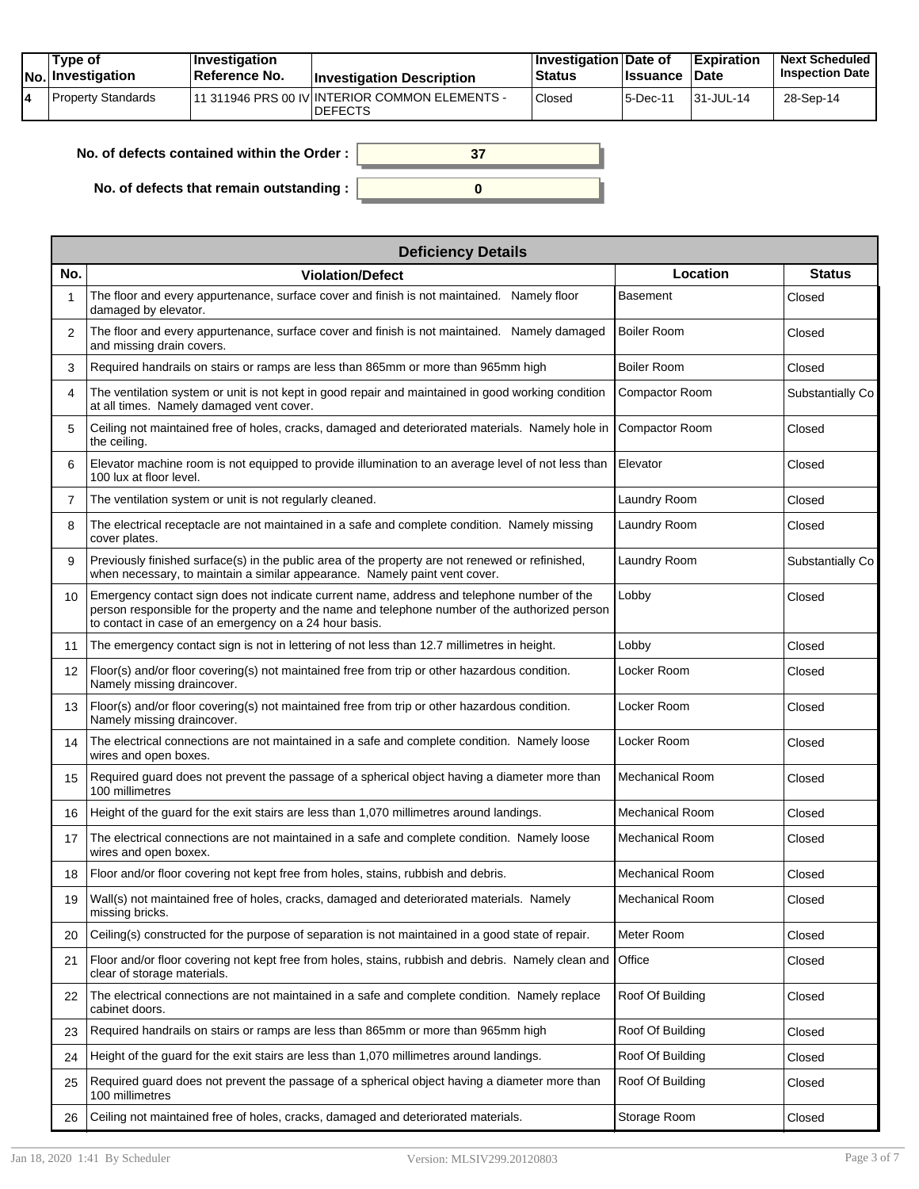| No. | Type of Investigation | Investigation Reference No. | Investigation Description | Investigation Status | Date of Issuance | Expiration Date | Next Scheduled Inspection Date |
|---|---|---|---|---|---|---|---|
| 4 | Property Standards | 11 311946 PRS 00 IV | INTERIOR COMMON ELEMENTS - DEFECTS | Closed | 5-Dec-11 | 31-JUL-14 | 28-Sep-14 |

**No. of defects contained within the Order :** 37

**No. of defects that remain outstanding :** 0

| Deficiency Details | | | |
|---|---|---|---|
| **No.** | **Violation/Defect** | **Location** | **Status** |
| 1 | The floor and every appurtenance, surface cover and finish is not maintained. Namely floor damaged by elevator. | Basement | Closed |
| 2 | The floor and every appurtenance, surface cover and finish is not maintained. Namely damaged and missing drain covers. | Boiler Room | Closed |
| 3 | Required handrails on stairs or ramps are less than 865mm or more than 965mm high | Boiler Room | Closed |
| 4 | The ventilation system or unit is not kept in good repair and maintained in good working condition at all times. Namely damaged vent cover. | Compactor Room | Substantially Co |
| 5 | Ceiling not maintained free of holes, cracks, damaged and deteriorated materials. Namely hole in the ceiling. | Compactor Room | Closed |
| 6 | Elevator machine room is not equipped to provide illumination to an average level of not less than 100 lux at floor level. | Elevator | Closed |
| 7 | The ventilation system or unit is not regularly cleaned. | Laundry Room | Closed |
| 8 | The electrical receptacle are not maintained in a safe and complete condition. Namely missing cover plates. | Laundry Room | Closed |
| 9 | Previously finished surface(s) in the public area of the property are not renewed or refinished, when necessary, to maintain a similar appearance. Namely paint vent cover. | Laundry Room | Substantially Co |
| 10 | Emergency contact sign does not indicate current name, address and telephone number of the person responsible for the property and the name and telephone number of the authorized person to contact in case of an emergency on a 24 hour basis. | Lobby | Closed |
| 11 | The emergency contact sign is not in lettering of not less than 12.7 millimetres in height. | Lobby | Closed |
| 12 | Floor(s) and/or floor covering(s) not maintained free from trip or other hazardous condition. Namely missing draincover. | Locker Room | Closed |
| 13 | Floor(s) and/or floor covering(s) not maintained free from trip or other hazardous condition. Namely missing draincover. | Locker Room | Closed |
| 14 | The electrical connections are not maintained in a safe and complete condition. Namely loose wires and open boxes. | Locker Room | Closed |
| 15 | Required guard does not prevent the passage of a spherical object having a diameter more than 100 millimetres | Mechanical Room | Closed |
| 16 | Height of the guard for the exit stairs are less than 1,070 millimetres around landings. | Mechanical Room | Closed |
| 17 | The electrical connections are not maintained in a safe and complete condition. Namely loose wires and open boxex. | Mechanical Room | Closed |
| 18 | Floor and/or floor covering not kept free from holes, stains, rubbish and debris. | Mechanical Room | Closed |
| 19 | Wall(s) not maintained free of holes, cracks, damaged and deteriorated materials. Namely missing bricks. | Mechanical Room | Closed |
| 20 | Ceiling(s) constructed for the purpose of separation is not maintained in a good state of repair. | Meter Room | Closed |
| 21 | Floor and/or floor covering not kept free from holes, stains, rubbish and debris. Namely clean and clear of storage materials. | Office | Closed |
| 22 | The electrical connections are not maintained in a safe and complete condition. Namely replace cabinet doors. | Roof Of Building | Closed |
| 23 | Required handrails on stairs or ramps are less than 865mm or more than 965mm high | Roof Of Building | Closed |
| 24 | Height of the guard for the exit stairs are less than 1,070 millimetres around landings. | Roof Of Building | Closed |
| 25 | Required guard does not prevent the passage of a spherical object having a diameter more than 100 millimetres | Roof Of Building | Closed |
| 26 | Ceiling not maintained free of holes, cracks, damaged and deteriorated materials. | Storage Room | Closed |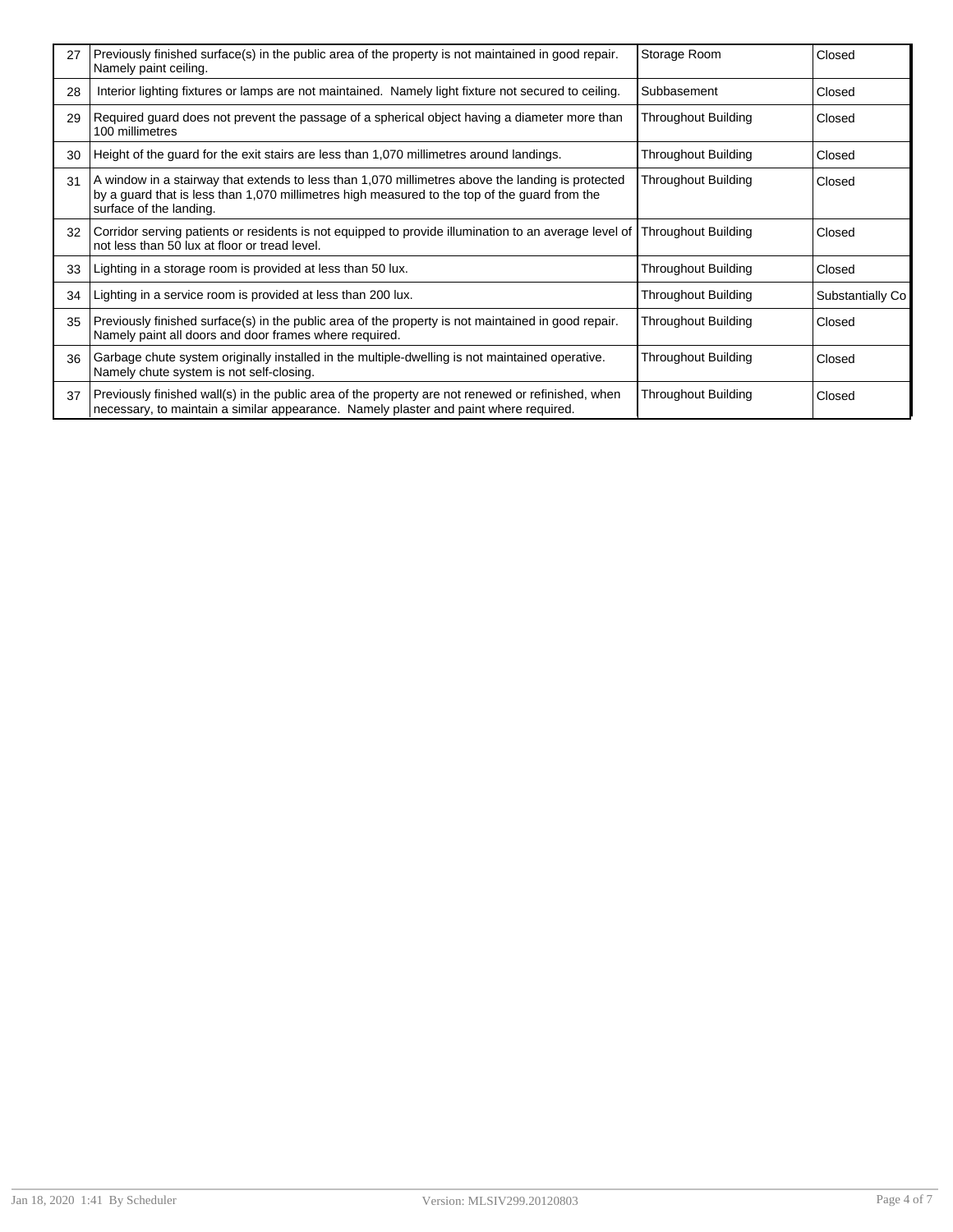| | | | |
|---|---|---|---|
| 27 | Previously finished surface(s) in the public area of the property is not maintained in good repair. Namely paint ceiling. | Storage Room | Closed |
| 28 | Interior lighting fixtures or lamps are not maintained. Namely light fixture not secured to ceiling. | Subbasement | Closed |
| 29 | Required guard does not prevent the passage of a spherical object having a diameter more than 100 millimetres | Throughout Building | Closed |
| 30 | Height of the guard for the exit stairs are less than 1,070 millimetres around landings. | Throughout Building | Closed |
| 31 | A window in a stairway that extends to less than 1,070 millimetres above the landing is protected by a guard that is less than 1,070 millimetres high measured to the top of the guard from the surface of the landing. | Throughout Building | Closed |
| 32 | Corridor serving patients or residents is not equipped to provide illumination to an average level of not less than 50 lux at floor or tread level. | Throughout Building | Closed |
| 33 | Lighting in a storage room is provided at less than 50 lux. | Throughout Building | Closed |
| 34 | Lighting in a service room is provided at less than 200 lux. | Throughout Building | Substantially Co |
| 35 | Previously finished surface(s) in the public area of the property is not maintained in good repair. Namely paint all doors and door frames where required. | Throughout Building | Closed |
| 36 | Garbage chute system originally installed in the multiple-dwelling is not maintained operative. Namely chute system is not self-closing. | Throughout Building | Closed |
| 37 | Previously finished wall(s) in the public area of the property are not renewed or refinished, when necessary, to maintain a similar appearance. Namely plaster and paint where required. | Throughout Building | Closed |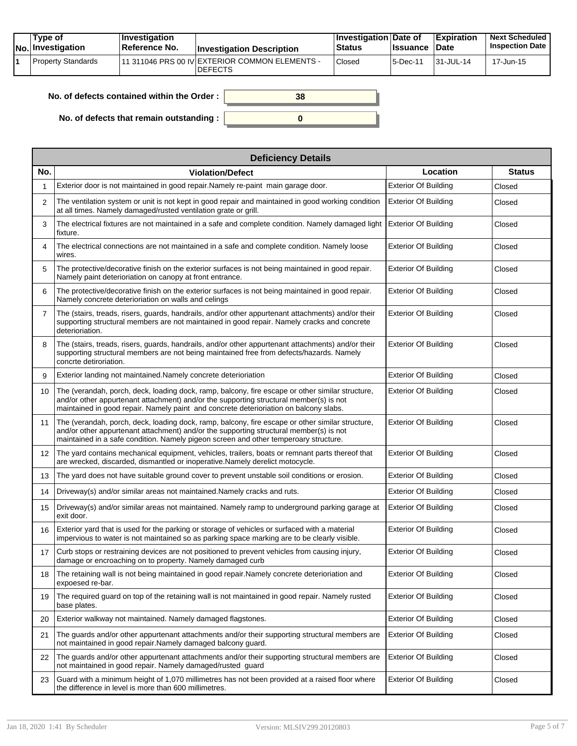| No. | Type of Investigation | Investigation Reference No. | Investigation Description | Investigation Status | Date of Issuance | Expiration Date | Next Scheduled Inspection Date |
|---|---|---|---|---|---|---|---|
| 1 | Property Standards | 11 311046 PRS 00 IV | EXTERIOR COMMON ELEMENTS - DEFECTS | Closed | 5-Dec-11 | 31-JUL-14 | 17-Jun-15 |

**No. of defects contained within the Order :** 38

**No. of defects that remain outstanding :** 0

| Deficiency Details | | | |
|---|---|---|---|
| **No.** | **Violation/Defect** | **Location** | **Status** |
| 1 | Exterior door is not maintained in good repair.Namely re-paint main garage door. | Exterior Of Building | Closed |
| 2 | The ventilation system or unit is not kept in good repair and maintained in good working condition at all times. Namely damaged/rusted ventilation grate or grill. | Exterior Of Building | Closed |
| 3 | The electrical fixtures are not maintained in a safe and complete condition. Namely damaged light fixture. | Exterior Of Building | Closed |
| 4 | The electrical connections are not maintained in a safe and complete condition. Namely loose wires. | Exterior Of Building | Closed |
| 5 | The protective/decorative finish on the exterior surfaces is not being maintained in good repair. Namely paint deterioriation on canopy at front entrance. | Exterior Of Building | Closed |
| 6 | The protective/decorative finish on the exterior surfaces is not being maintained in good repair. Namely concrete deterioriation on walls and celings | Exterior Of Building | Closed |
| 7 | The (stairs, treads, risers, guards, handrails, and/or other appurtenant attachments) and/or their supporting structural members are not maintained in good repair. Namely cracks and concrete deterioriation. | Exterior Of Building | Closed |
| 8 | The (stairs, treads, risers, guards, handrails, and/or other appurtenant attachments) and/or their supporting structural members are not being maintained free from defects/hazards. Namely concrte detiroriation. | Exterior Of Building | Closed |
| 9 | Exterior landing not maintained.Namely concrete deterioriation | Exterior Of Building | Closed |
| 10 | The (verandah, porch, deck, loading dock, ramp, balcony, fire escape or other similar structure, and/or other appurtenant attachment) and/or the supporting structural member(s) is not maintained in good repair. Namely paint and concrete deterioriation on balcony slabs. | Exterior Of Building | Closed |
| 11 | The (verandah, porch, deck, loading dock, ramp, balcony, fire escape or other similar structure, and/or other appurtenant attachment) and/or the supporting structural member(s) is not maintained in a safe condition. Namely pigeon screen and other temperoary structure. | Exterior Of Building | Closed |
| 12 | The yard contains mechanical equipment, vehicles, trailers, boats or remnant parts thereof that are wrecked, discarded, dismantled or inoperative.Namely derelict motocycle. | Exterior Of Building | Closed |
| 13 | The yard does not have suitable ground cover to prevent unstable soil conditions or erosion. | Exterior Of Building | Closed |
| 14 | Driveway(s) and/or similar areas not maintained.Namely cracks and ruts. | Exterior Of Building | Closed |
| 15 | Driveway(s) and/or similar areas not maintained. Namely ramp to underground parking garage at exit door. | Exterior Of Building | Closed |
| 16 | Exterior yard that is used for the parking or storage of vehicles or surfaced with a material impervious to water is not maintained so as parking space marking are to be clearly visible. | Exterior Of Building | Closed |
| 17 | Curb stops or restraining devices are not positioned to prevent vehicles from causing injury, damage or encroaching on to property. Namely damaged curb | Exterior Of Building | Closed |
| 18 | The retaining wall is not being maintained in good repair.Namely concrete deterioriation and expoesed re-bar. | Exterior Of Building | Closed |
| 19 | The required guard on top of the retaining wall is not maintained in good repair. Namely rusted base plates. | Exterior Of Building | Closed |
| 20 | Exterior walkway not maintained. Namely damaged flagstones. | Exterior Of Building | Closed |
| 21 | The guards and/or other appurtenant attachments and/or their supporting structural members are not maintained in good repair.Namely damaged balcony guard. | Exterior Of Building | Closed |
| 22 | The guards and/or other appurtenant attachments and/or their supporting structural members are not maintained in good repair. Namely damaged/rusted guard | Exterior Of Building | Closed |
| 23 | Guard with a minimum height of 1,070 millimetres has not been provided at a raised floor where the difference in level is more than 600 millimetres. | Exterior Of Building | Closed |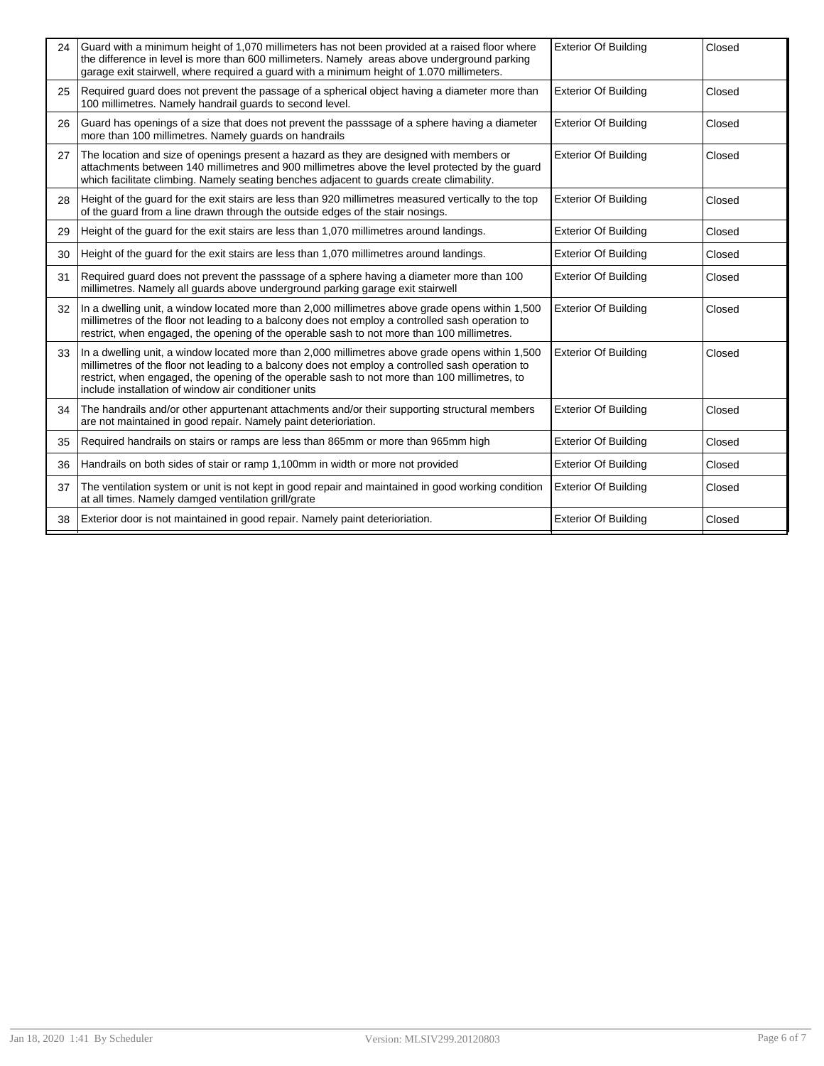| | | | |
|---|---|---|---|
| 24 | Guard with a minimum height of 1,070 millimeters has not been provided at a raised floor where the difference in level is more than 600 millimeters. Namely areas above underground parking garage exit stairwell, where required a guard with a minimum height of 1.070 millimeters. | Exterior Of Building | Closed |
| 25 | Required guard does not prevent the passage of a spherical object having a diameter more than 100 millimetres. Namely handrail guards to second level. | Exterior Of Building | Closed |
| 26 | Guard has openings of a size that does not prevent the passsage of a sphere having a diameter more than 100 millimetres. Namely guards on handrails | Exterior Of Building | Closed |
| 27 | The location and size of openings present a hazard as they are designed with members or attachments between 140 millimetres and 900 millimetres above the level protected by the guard which facilitate climbing. Namely seating benches adjacent to guards create climability. | Exterior Of Building | Closed |
| 28 | Height of the guard for the exit stairs are less than 920 millimetres measured vertically to the top of the guard from a line drawn through the outside edges of the stair nosings. | Exterior Of Building | Closed |
| 29 | Height of the guard for the exit stairs are less than 1,070 millimetres around landings. | Exterior Of Building | Closed |
| 30 | Height of the guard for the exit stairs are less than 1,070 millimetres around landings. | Exterior Of Building | Closed |
| 31 | Required guard does not prevent the passsage of a sphere having a diameter more than 100 millimetres. Namely all guards above underground parking garage exit stairwell | Exterior Of Building | Closed |
| 32 | In a dwelling unit, a window located more than 2,000 millimetres above grade opens within 1,500 millimetres of the floor not leading to a balcony does not employ a controlled sash operation to restrict, when engaged, the opening of the operable sash to not more than 100 millimetres. | Exterior Of Building | Closed |
| 33 | In a dwelling unit, a window located more than 2,000 millimetres above grade opens within 1,500 millimetres of the floor not leading to a balcony does not employ a controlled sash operation to restrict, when engaged, the opening of the operable sash to not more than 100 millimetres, to include installation of window air conditioner units | Exterior Of Building | Closed |
| 34 | The handrails and/or other appurtenant attachments and/or their supporting structural members are not maintained in good repair. Namely paint deterioriation. | Exterior Of Building | Closed |
| 35 | Required handrails on stairs or ramps are less than 865mm or more than 965mm high | Exterior Of Building | Closed |
| 36 | Handrails on both sides of stair or ramp 1,100mm in width or more not provided | Exterior Of Building | Closed |
| 37 | The ventilation system or unit is not kept in good repair and maintained in good working condition at all times. Namely damged ventilation grill/grate | Exterior Of Building | Closed |
| 38 | Exterior door is not maintained in good repair. Namely paint deterioriation. | Exterior Of Building | Closed |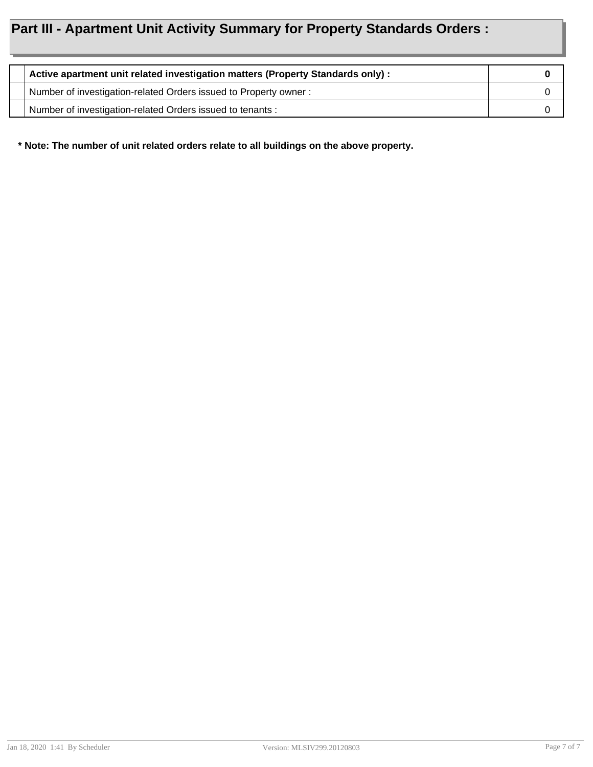# Part III - Apartment Unit Activity Summary for Property Standards Orders :

| | | |
|---|---|---|
| | **Active apartment unit related investigation matters (Property Standards only) :** | **0** |
| | Number of investigation-related Orders issued to Property owner : | 0 |
| | Number of investigation-related Orders issued to tenants : | 0 |

**\* Note: The number of unit related orders relate to all buildings on the above property.**